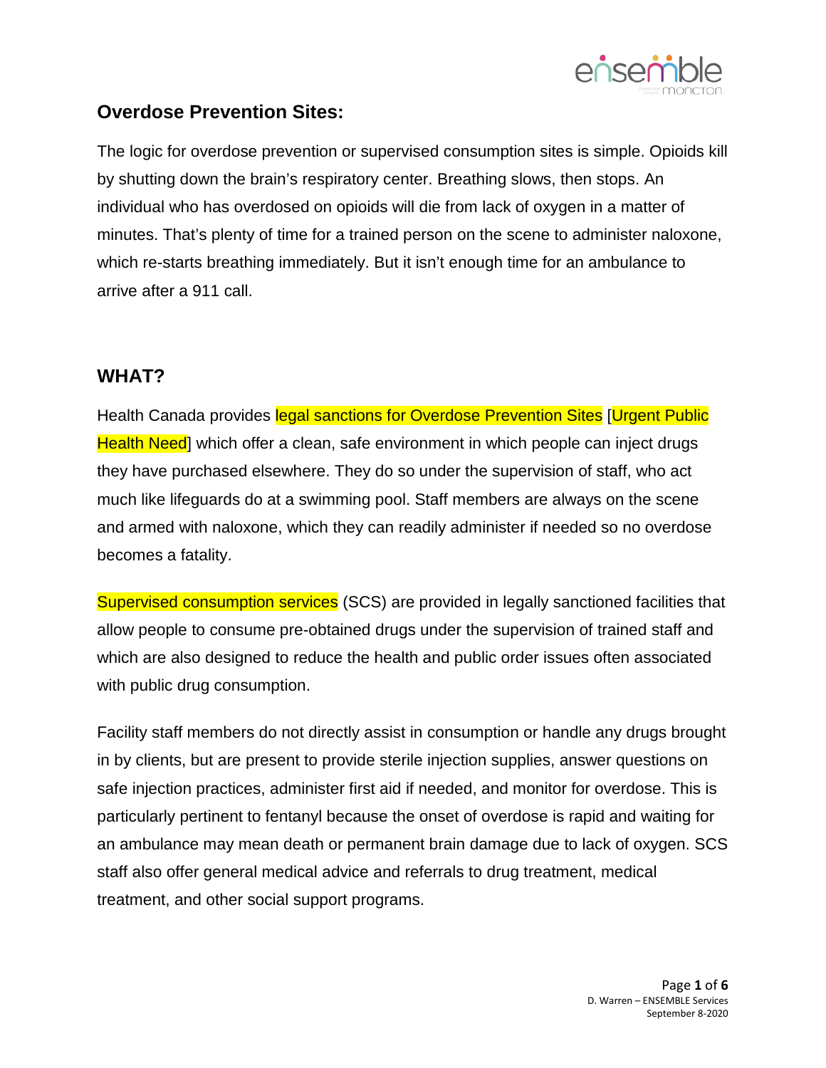## Overdose Prevention Sites:

The logic for overdose prevention or supervised consumption sites is simple. Opioids kill by shutting down the brain's respiratory center. Breathing slows, then stops. An individual who has overdosed on opioids will die from lack of oxygen in a matter of minutes. That's plenty of time for a trained person on the scene to administer naloxone, which re-starts breathing immediately. But it isn't enough time for an ambulance to arrive after a 911 call.

## WHAT?

Health Canada provides legal sanctions for Overdose Prevention Sites [Urgent Public Health Need] which offer a clean, safe environment in which people can inject drugs they have purchased elsewhere. They do so under the supervision of staff, who act much like lifeguards do at a swimming pool. Staff members are always on the scene and armed with naloxone, which they can readily administer if needed so no overdose becomes a fatality.

Supervised consumption services (SCS) are provided in legally sanctioned facilities that allow people to consume pre-obtained drugs under the supervision of trained staff and which are also designed to reduce the health and public order issues often associated with public drug consumption.

Facility staff members do not directly assist in consumption or handle any drugs brought in by clients, but are present to provide sterile injection supplies, answer questions on safe injection practices, administer first aid if needed, and monitor for overdose. This is particularly pertinent to fentanyl because the onset of overdose is rapid and waiting for an ambulance may mean death or permanent brain damage due to lack of oxygen. SCS staff also offer general medical advice and referrals to drug treatment, medical treatment, and other social support programs.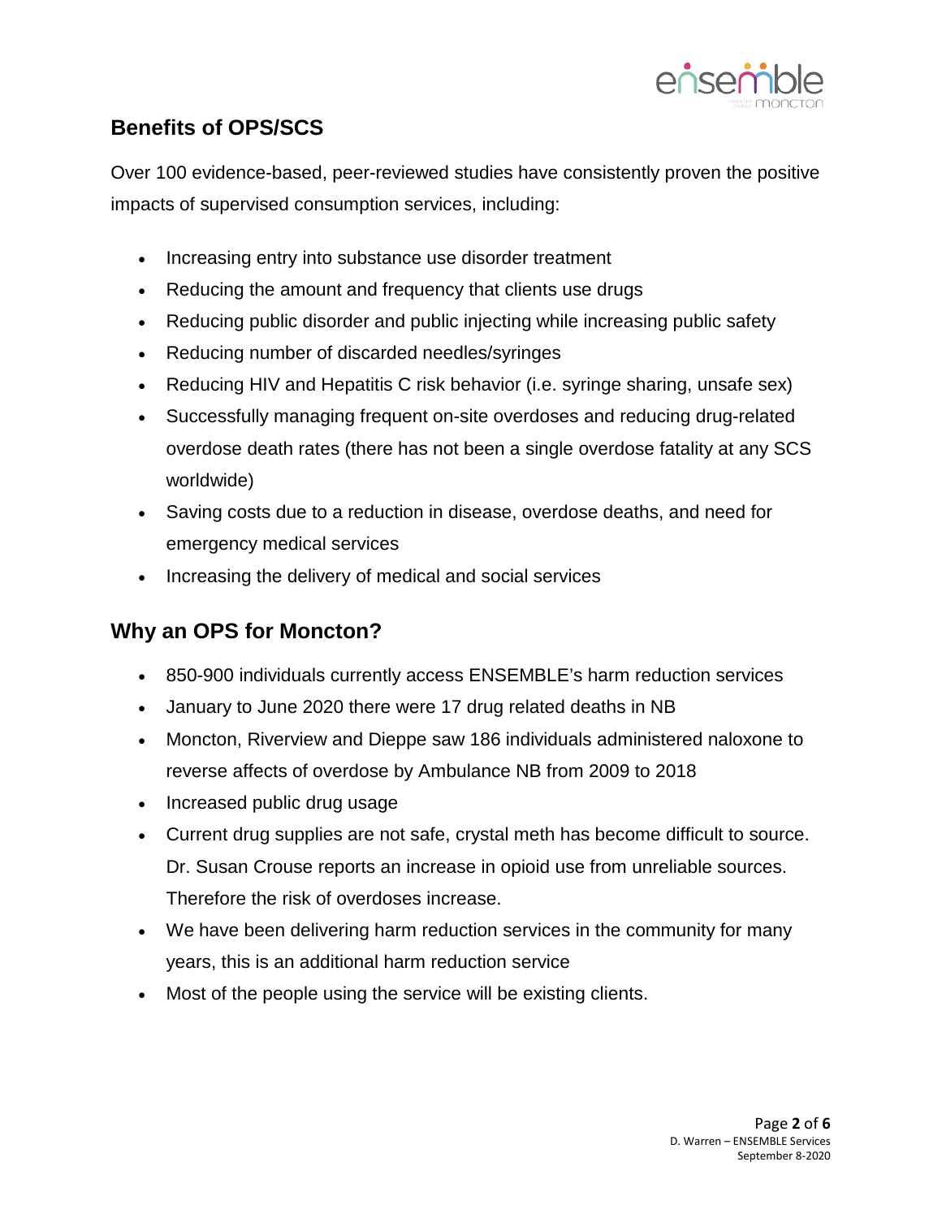## Benefits of OPS/SCS

Over 100 evidence-based, peer-reviewed studies have consistently proven the positive impacts of supervised consumption services, including:

- Increasing entry into substance use disorder treatment
- Reducing the amount and frequency that clients use drugs
- Reducing public disorder and public injecting while increasing public safety
- Reducing number of discarded needles/syringes
- Reducing HIV and Hepatitis C risk behavior (i.e. syringe sharing, unsafe sex)
- Successfully managing frequent on-site overdoses and reducing drug-related overdose death rates (there has not been a single overdose fatality at any SCS worldwide)
- Saving costs due to a reduction in disease, overdose deaths, and need for emergency medical services
- Increasing the delivery of medical and social services

## Why an OPS for Moncton?

- 850-900 individuals currently access ENSEMBLE's harm reduction services
- January to June 2020 there were 17 drug related deaths in NB
- Moncton, Riverview and Dieppe saw 186 individuals administered naloxone to reverse affects of overdose by Ambulance NB from 2009 to 2018
- Increased public drug usage
- Current drug supplies are not safe, crystal meth has become difficult to source. Dr. Susan Crouse reports an increase in opioid use from unreliable sources. Therefore the risk of overdoses increase.
- We have been delivering harm reduction services in the community for many years, this is an additional harm reduction service
- Most of the people using the service will be existing clients.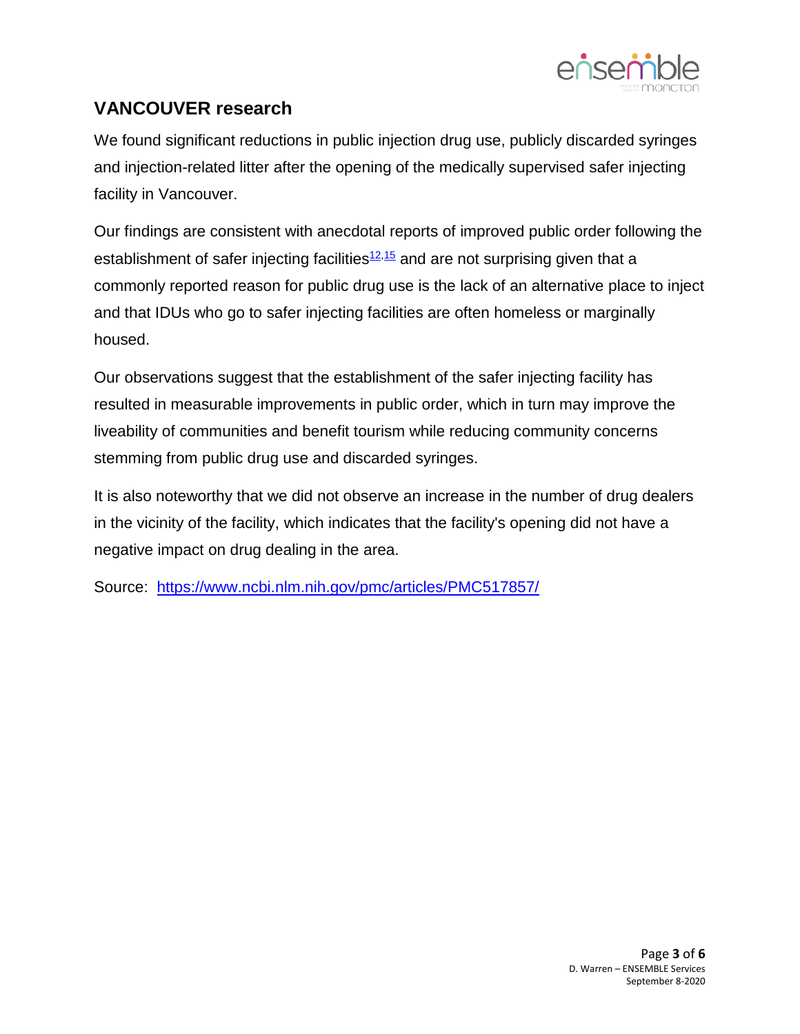## VANCOUVER research

We found significant reductions in public injection drug use, publicly discarded syringes and injection-related litter after the opening of the medically supervised safer injecting facility in Vancouver.

Our findings are consistent with anecdotal reports of improved public order following the establishment of safer injecting facilities[12,15] and are not surprising given that a commonly reported reason for public drug use is the lack of an alternative place to inject and that IDUs who go to safer injecting facilities are often homeless or marginally housed.

Our observations suggest that the establishment of the safer injecting facility has resulted in measurable improvements in public order, which in turn may improve the liveability of communities and benefit tourism while reducing community concerns stemming from public drug use and discarded syringes.

It is also noteworthy that we did not observe an increase in the number of drug dealers in the vicinity of the facility, which indicates that the facility's opening did not have a negative impact on drug dealing in the area.

Source: [https://www.ncbi.nlm.nih.gov/pmc/articles/PMC517857/](https://www.ncbi.nlm.nih.gov/pmc/articles/PMC517857/)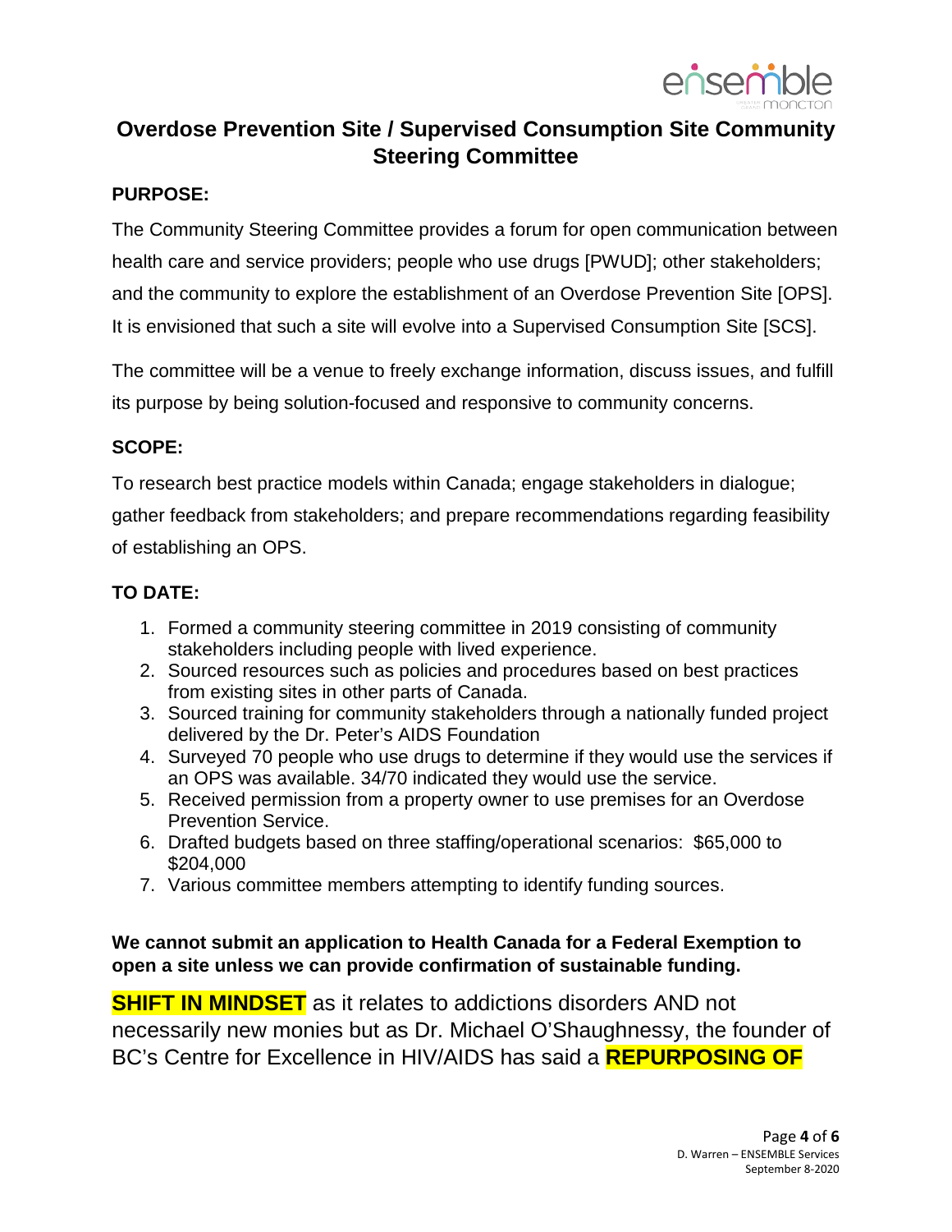## Overdose Prevention Site / Supervised Consumption Site Community Steering Committee

**PURPOSE:**

The Community Steering Committee provides a forum for open communication between health care and service providers; people who use drugs [PWUD]; other stakeholders; and the community to explore the establishment of an Overdose Prevention Site [OPS]. It is envisioned that such a site will evolve into a Supervised Consumption Site [SCS].

The committee will be a venue to freely exchange information, discuss issues, and fulfill its purpose by being solution-focused and responsive to community concerns.

**SCOPE:**

To research best practice models within Canada; engage stakeholders in dialogue; gather feedback from stakeholders; and prepare recommendations regarding feasibility of establishing an OPS.

**TO DATE:**

1. Formed a community steering committee in 2019 consisting of community stakeholders including people with lived experience.
2. Sourced resources such as policies and procedures based on best practices from existing sites in other parts of Canada.
3. Sourced training for community stakeholders through a nationally funded project delivered by the Dr. Peter's AIDS Foundation
4. Surveyed 70 people who use drugs to determine if they would use the services if an OPS was available. 34/70 indicated they would use the service.
5. Received permission from a property owner to use premises for an Overdose Prevention Service.
6. Drafted budgets based on three staffing/operational scenarios: $65,000 to $204,000
7. Various committee members attempting to identify funding sources.

**We cannot submit an application to Health Canada for a Federal Exemption to open a site unless we can provide confirmation of sustainable funding.**

**SHIFT IN MINDSET** as it relates to addictions disorders AND not necessarily new monies but as Dr. Michael O'Shaughnessy, the founder of BC's Centre for Excellence in HIV/AIDS has said a **REPURPOSING OF**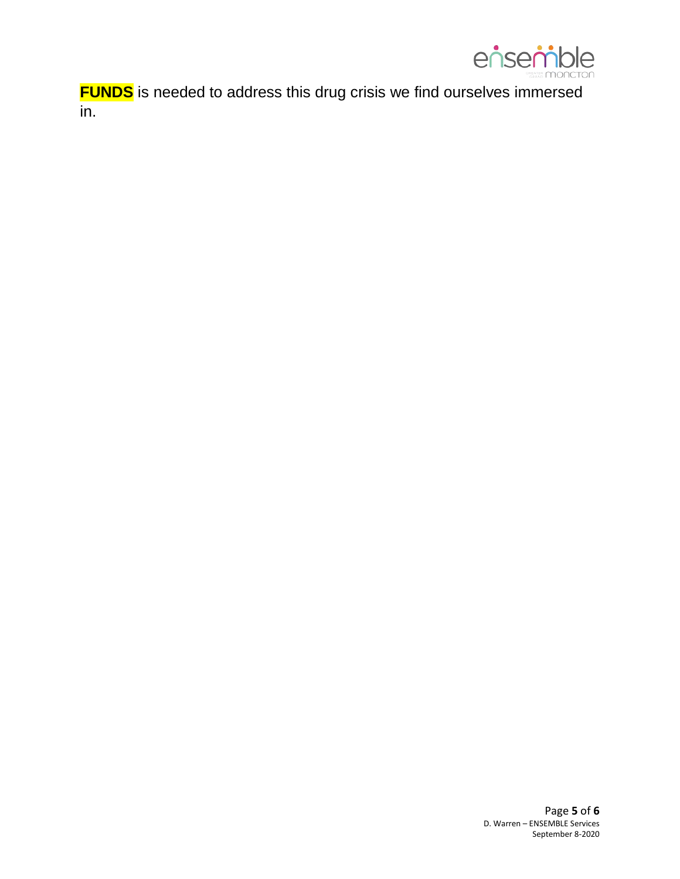**FUNDS** is needed to address this drug crisis we find ourselves immersed in.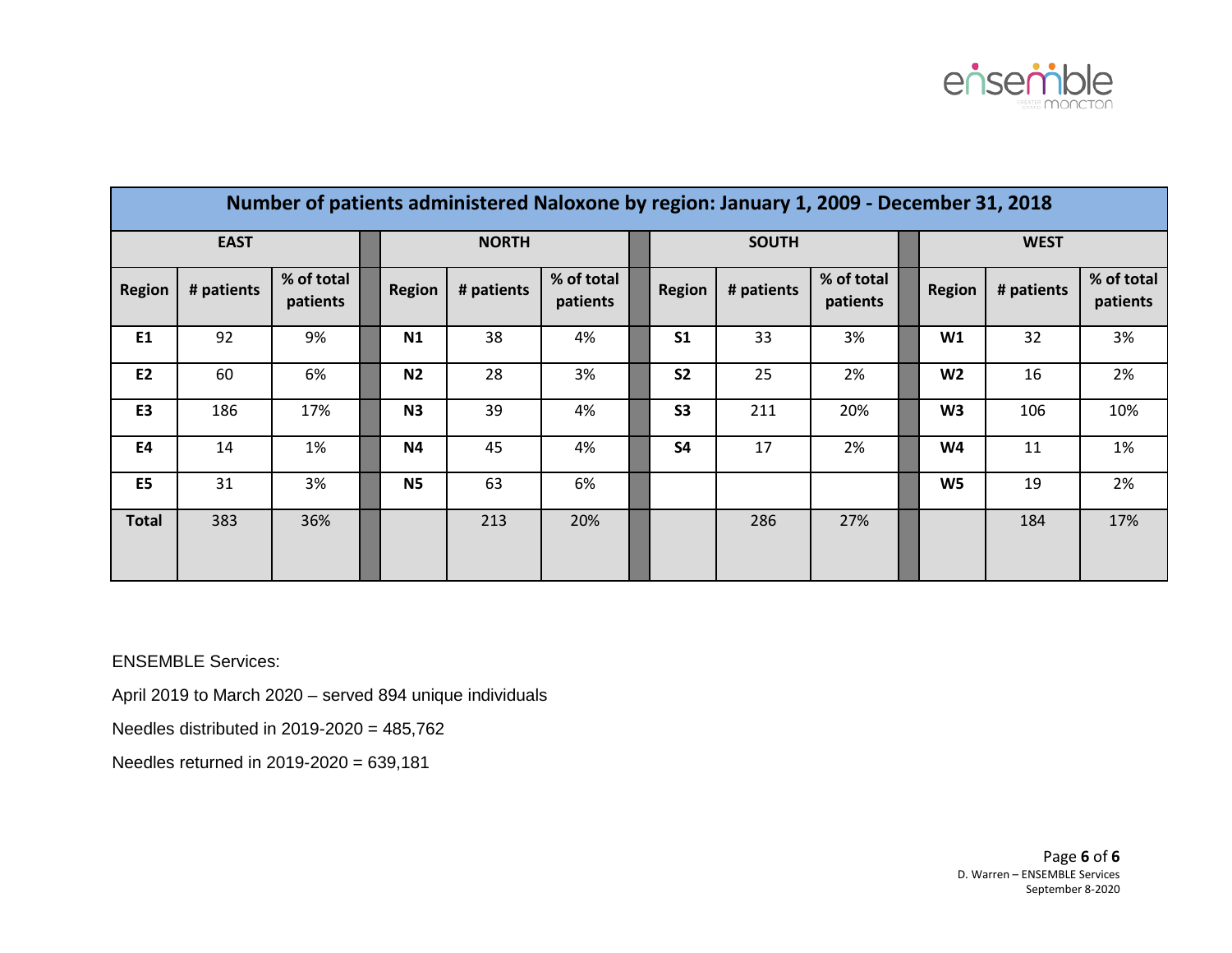| Number of patients administered Naloxone by region: January 1, 2009 - December 31, 2018 | | | | | | | | | | | |
|---|---|---|---|---|---|---|---|---|---|---|---|
| **EAST** | | | **NORTH** | | | **SOUTH** | | | **WEST** | | |
| **Region** | **# patients** | **% of total patients** | **Region** | **# patients** | **% of total patients** | **Region** | **# patients** | **% of total patients** | **Region** | **# patients** | **% of total patients** |
| **E1** | 92 | 9% | **N1** | 38 | 4% | **S1** | 33 | 3% | **W1** | 32 | 3% |
| **E2** | 60 | 6% | **N2** | 28 | 3% | **S2** | 25 | 2% | **W2** | 16 | 2% |
| **E3** | 186 | 17% | **N3** | 39 | 4% | **S3** | 211 | 20% | **W3** | 106 | 10% |
| **E4** | 14 | 1% | **N4** | 45 | 4% | **S4** | 17 | 2% | **W4** | 11 | 1% |
| **E5** | 31 | 3% | **N5** | 63 | 6% | | | | **W5** | 19 | 2% |
| **Total** | 383 | 36% | | 213 | 20% | | 286 | 27% | | 184 | 17% |

ENSEMBLE Services:

April 2019 to March 2020 – served 894 unique individuals

Needles distributed in 2019-2020 = 485,762

Needles returned in 2019-2020 = 639,181

D. Warren – ENSEMBLE Services
September 8-2020